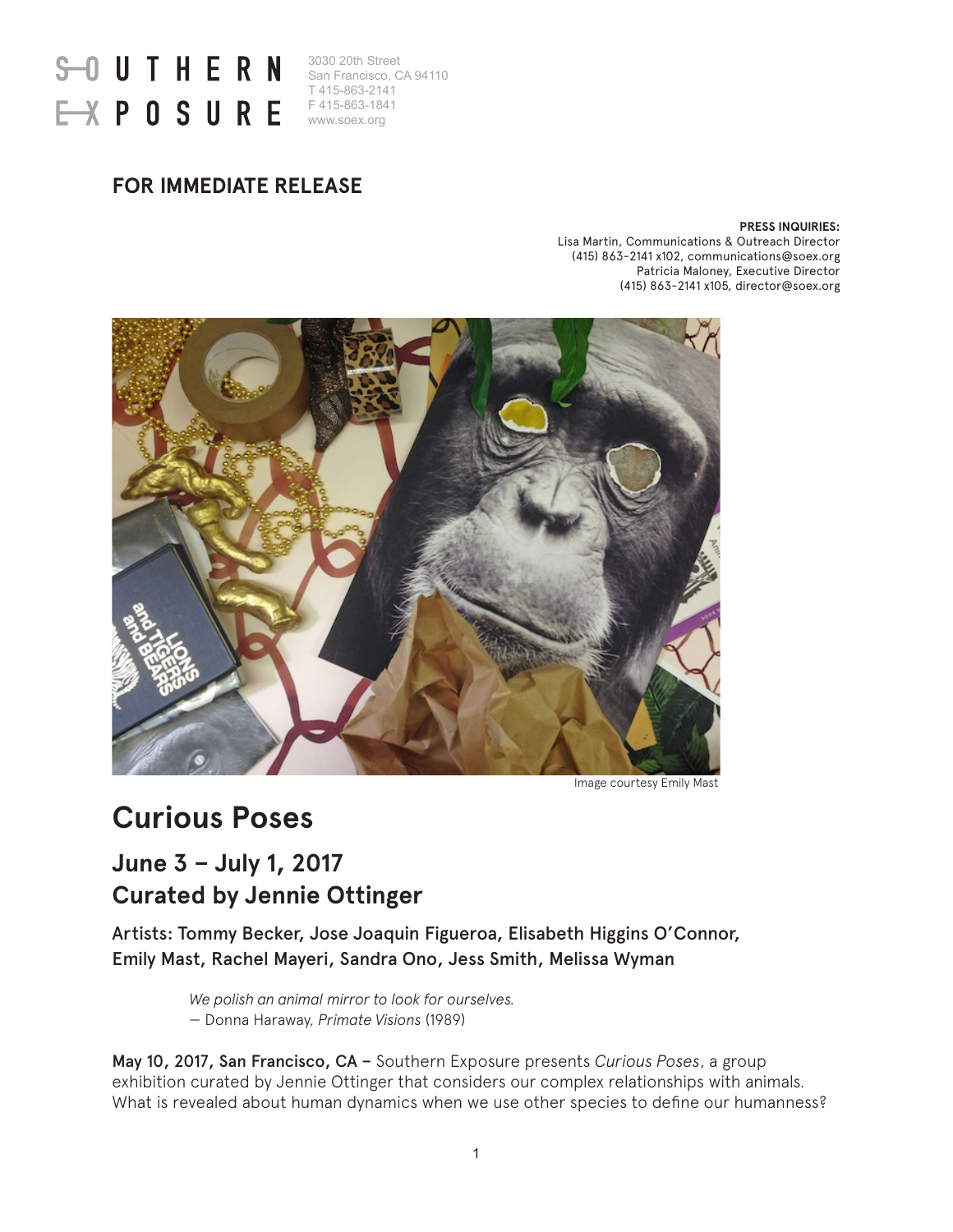SOUTHERN EXPOSURE

3030 20th Street
San Francisco, CA 94110
T 415-863-2141
F 415-863-1841
www.soex.org

**FOR IMMEDIATE RELEASE**

**PRESS INQUIRIES:**
Lisa Martin, Communications & Outreach Director
(415) 863-2141 x102, communications@soex.org
Patricia Maloney, Executive Director
(415) 863-2141 x105, director@soex.org

Image courtesy Emily Mast

# Curious Poses

## June 3 – July 1, 2017
## Curated by Jennie Ottinger

### Artists: Tommy Becker, Jose Joaquin Figueroa, Elisabeth Higgins O'Connor, Emily Mast, Rachel Mayeri, Sandra Ono, Jess Smith, Melissa Wyman

> *We polish an animal mirror to look for ourselves.*
> — Donna Haraway, *Primate Visions* (1989)

**May 10, 2017, San Francisco, CA –** Southern Exposure presents *Curious Poses*, a group exhibition curated by Jennie Ottinger that considers our complex relationships with animals. What is revealed about human dynamics when we use other species to define our humanness?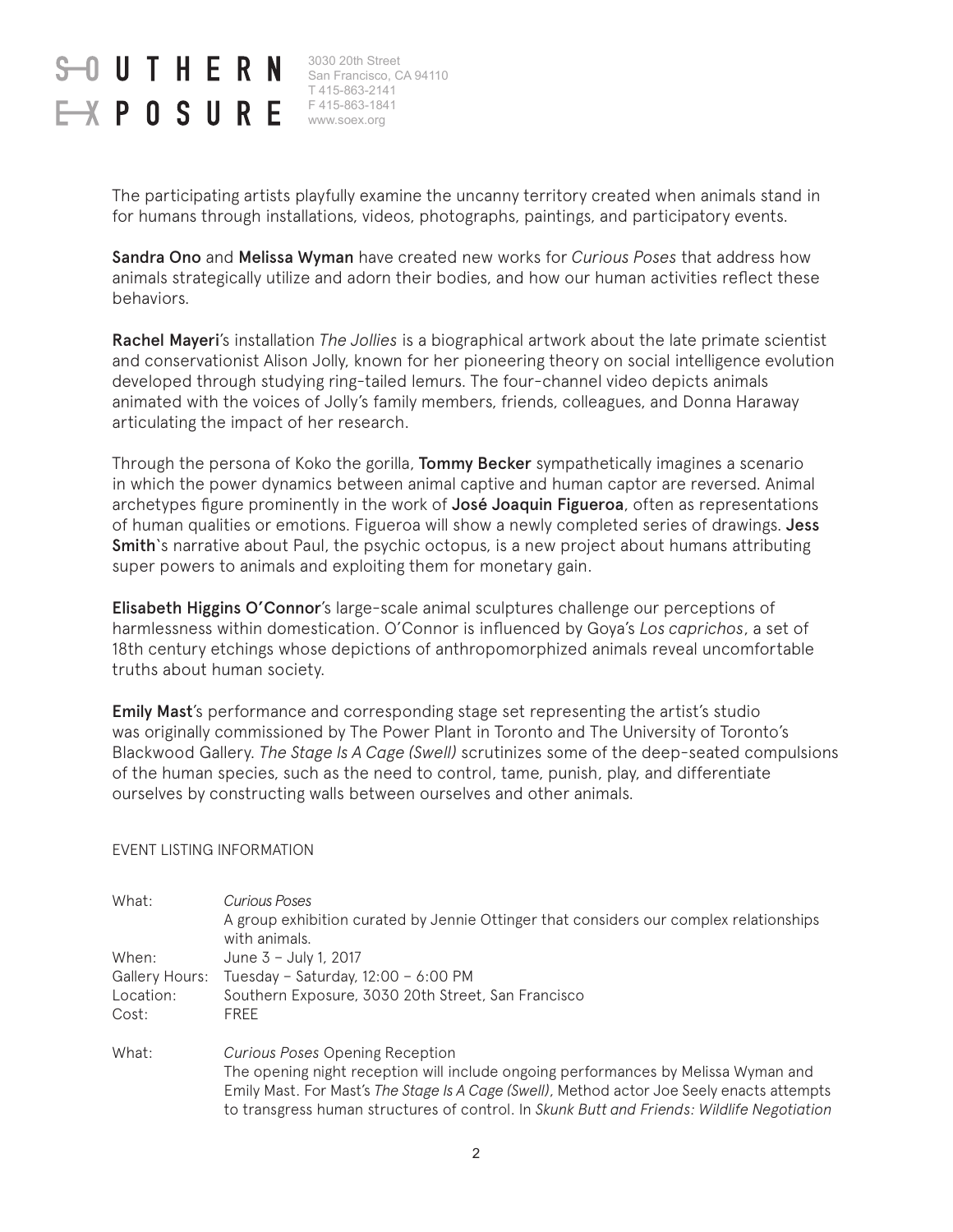The participating artists playfully examine the uncanny territory created when animals stand in for humans through installations, videos, photographs, paintings, and participatory events.

**Sandra Ono** and **Melissa Wyman** have created new works for *Curious Poses* that address how animals strategically utilize and adorn their bodies, and how our human activities reflect these behaviors.

**Rachel Mayeri**'s installation *The Jollies* is a biographical artwork about the late primate scientist and conservationist Alison Jolly, known for her pioneering theory on social intelligence evolution developed through studying ring-tailed lemurs. The four-channel video depicts animals animated with the voices of Jolly's family members, friends, colleagues, and Donna Haraway articulating the impact of her research.

Through the persona of Koko the gorilla, **Tommy Becker** sympathetically imagines a scenario in which the power dynamics between animal captive and human captor are reversed. Animal archetypes figure prominently in the work of **José Joaquin Figueroa**, often as representations of human qualities or emotions. Figueroa will show a newly completed series of drawings. **Jess Smith**`s narrative about Paul, the psychic octopus, is a new project about humans attributing super powers to animals and exploiting them for monetary gain.

**Elisabeth Higgins O'Connor**'s large-scale animal sculptures challenge our perceptions of harmlessness within domestication. O'Connor is influenced by Goya's *Los caprichos*, a set of 18th century etchings whose depictions of anthropomorphized animals reveal uncomfortable truths about human society.

**Emily Mast**'s performance and corresponding stage set representing the artist's studio was originally commissioned by The Power Plant in Toronto and The University of Toronto's Blackwood Gallery. *The Stage Is A Cage (Swell)* scrutinizes some of the deep-seated compulsions of the human species, such as the need to control, tame, punish, play, and differentiate ourselves by constructing walls between ourselves and other animals.

EVENT LISTING INFORMATION

| | |
|---|---|
| What: | *Curious Poses*<br>A group exhibition curated by Jennie Ottinger that considers our complex relationships with animals. |
| When: | June 3 – July 1, 2017 |
| Gallery Hours: | Tuesday – Saturday, 12:00 – 6:00 PM |
| Location: | Southern Exposure, 3030 20th Street, San Francisco |
| Cost: | FREE |
| What: | *Curious Poses* Opening Reception<br>The opening night reception will include ongoing performances by Melissa Wyman and Emily Mast. For Mast's *The Stage Is A Cage (Swell)*, Method actor Joe Seely enacts attempts to transgress human structures of control. In *Skunk Butt and Friends: Wildlife Negotiation* |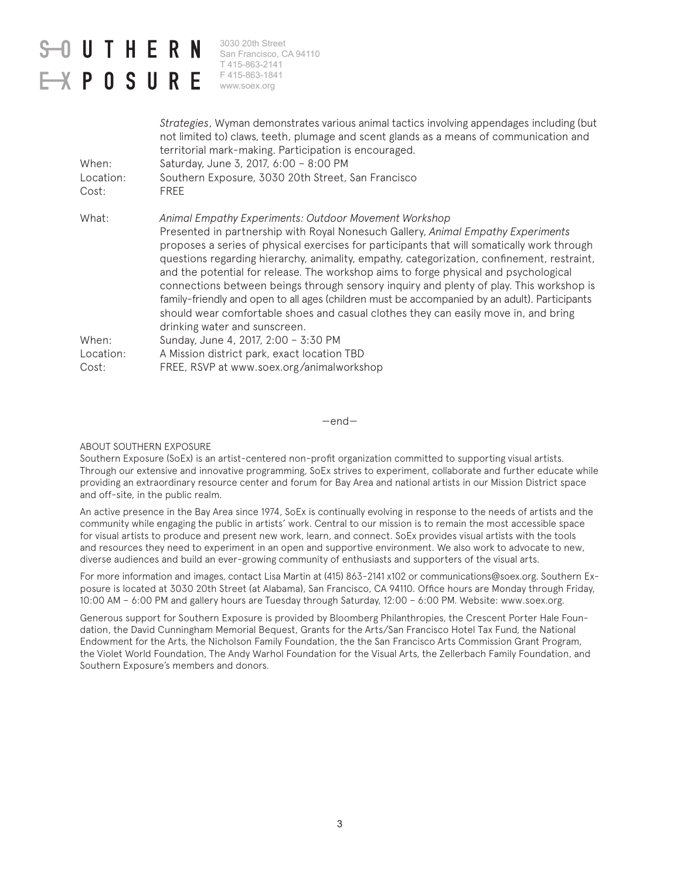*Strategies*, Wyman demonstrates various animal tactics involving appendages including (but not limited to) claws, teeth, plumage and scent glands as a means of communication and territorial mark-making. Participation is encouraged.

When: Saturday, June 3, 2017, 6:00 – 8:00 PM
Location: Southern Exposure, 3030 20th Street, San Francisco
Cost: FREE

What: *Animal Empathy Experiments: Outdoor Movement Workshop*
Presented in partnership with Royal Nonesuch Gallery, *Animal Empathy Experiments* proposes a series of physical exercises for participants that will somatically work through questions regarding hierarchy, animality, empathy, categorization, confinement, restraint, and the potential for release. The workshop aims to forge physical and psychological connections between beings through sensory inquiry and plenty of play. This workshop is family-friendly and open to all ages (children must be accompanied by an adult). Participants should wear comfortable shoes and casual clothes they can easily move in, and bring drinking water and sunscreen.

When: Sunday, June 4, 2017, 2:00 – 3:30 PM
Location: A Mission district park, exact location TBD
Cost: FREE, RSVP at www.soex.org/animalworkshop

—end—

ABOUT SOUTHERN EXPOSURE

Southern Exposure (SoEx) is an artist-centered non-profit organization committed to supporting visual artists. Through our extensive and innovative programming, SoEx strives to experiment, collaborate and further educate while providing an extraordinary resource center and forum for Bay Area and national artists in our Mission District space and off-site, in the public realm.

An active presence in the Bay Area since 1974, SoEx is continually evolving in response to the needs of artists and the community while engaging the public in artists' work. Central to our mission is to remain the most accessible space for visual artists to produce and present new work, learn, and connect. SoEx provides visual artists with the tools and resources they need to experiment in an open and supportive environment. We also work to advocate to new, diverse audiences and build an ever-growing community of enthusiasts and supporters of the visual arts.

For more information and images, contact Lisa Martin at (415) 863-2141 x102 or communications@soex.org. Southern Exposure is located at 3030 20th Street (at Alabama), San Francisco, CA 94110. Office hours are Monday through Friday, 10:00 AM – 6:00 PM and gallery hours are Tuesday through Saturday, 12:00 – 6:00 PM. Website: www.soex.org.

Generous support for Southern Exposure is provided by Bloomberg Philanthropies, the Crescent Porter Hale Foundation, the David Cunningham Memorial Bequest, Grants for the Arts/San Francisco Hotel Tax Fund, the National Endowment for the Arts, the Nicholson Family Foundation, the the San Francisco Arts Commission Grant Program, the Violet World Foundation, The Andy Warhol Foundation for the Visual Arts, the Zellerbach Family Foundation, and Southern Exposure's members and donors.